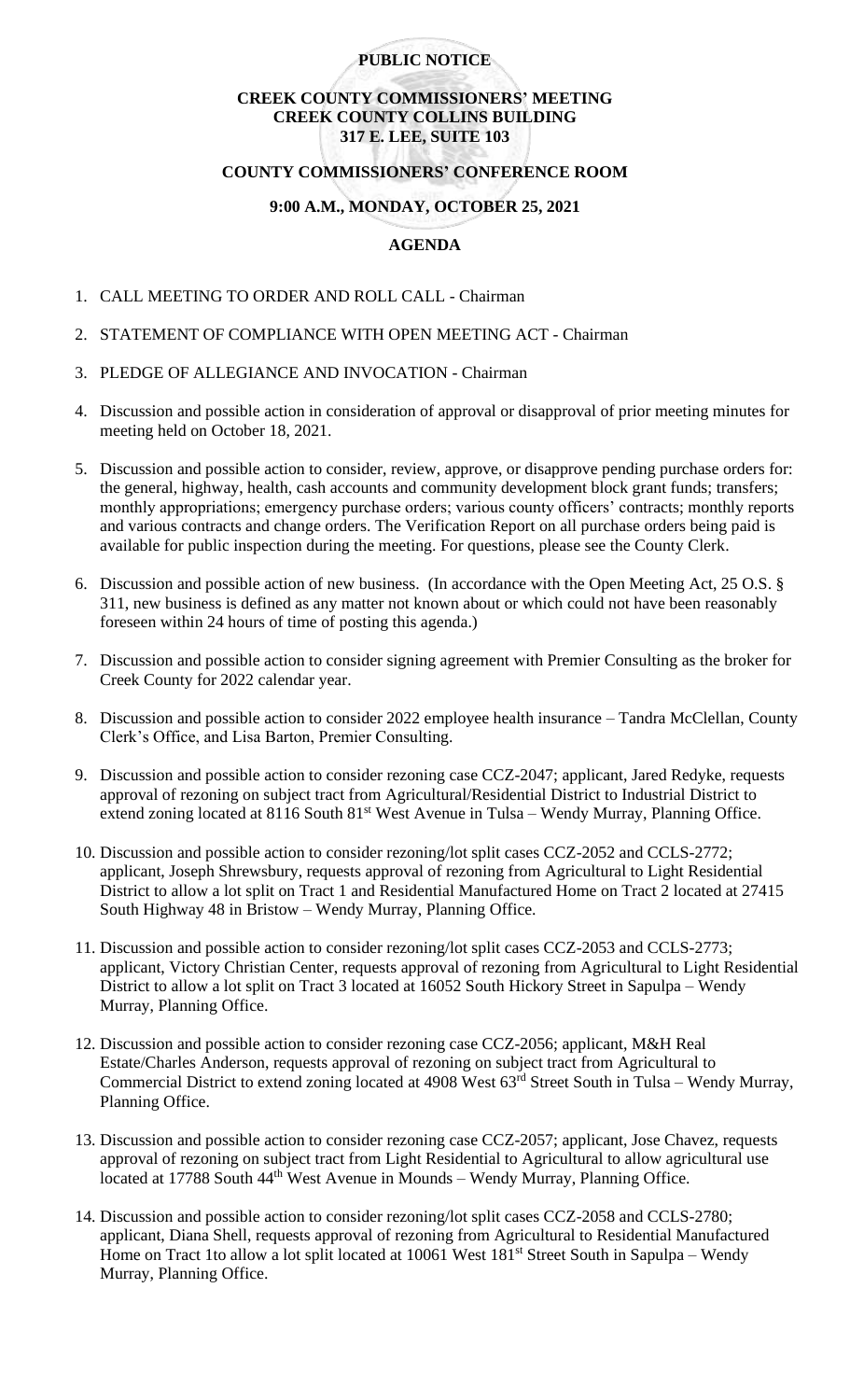**PUBLIC NOTICE**

**CREEK COUNTY COMMISSIONERS' MEETING**
**CREEK COUNTY COLLINS BUILDING**
**317 E. LEE, SUITE 103**

**COUNTY COMMISSIONERS' CONFERENCE ROOM**

**9:00 A.M., MONDAY, OCTOBER 25, 2021**

**AGENDA**

1. CALL MEETING TO ORDER AND ROLL CALL - Chairman

2. STATEMENT OF COMPLIANCE WITH OPEN MEETING ACT - Chairman

3. PLEDGE OF ALLEGIANCE AND INVOCATION - Chairman

4. Discussion and possible action in consideration of approval or disapproval of prior meeting minutes for meeting held on October 18, 2021.

5. Discussion and possible action to consider, review, approve, or disapprove pending purchase orders for: the general, highway, health, cash accounts and community development block grant funds; transfers; monthly appropriations; emergency purchase orders; various county officers' contracts; monthly reports and various contracts and change orders. The Verification Report on all purchase orders being paid is available for public inspection during the meeting. For questions, please see the County Clerk.

6. Discussion and possible action of new business. (In accordance with the Open Meeting Act, 25 O.S. § 311, new business is defined as any matter not known about or which could not have been reasonably foreseen within 24 hours of time of posting this agenda.)

7. Discussion and possible action to consider signing agreement with Premier Consulting as the broker for Creek County for 2022 calendar year.

8. Discussion and possible action to consider 2022 employee health insurance – Tandra McClellan, County Clerk's Office, and Lisa Barton, Premier Consulting.

9. Discussion and possible action to consider rezoning case CCZ-2047; applicant, Jared Redyke, requests approval of rezoning on subject tract from Agricultural/Residential District to Industrial District to extend zoning located at 8116 South 81st West Avenue in Tulsa – Wendy Murray, Planning Office.

10. Discussion and possible action to consider rezoning/lot split cases CCZ-2052 and CCLS-2772; applicant, Joseph Shrewsbury, requests approval of rezoning from Agricultural to Light Residential District to allow a lot split on Tract 1 and Residential Manufactured Home on Tract 2 located at 27415 South Highway 48 in Bristow – Wendy Murray, Planning Office.

11. Discussion and possible action to consider rezoning/lot split cases CCZ-2053 and CCLS-2773; applicant, Victory Christian Center, requests approval of rezoning from Agricultural to Light Residential District to allow a lot split on Tract 3 located at 16052 South Hickory Street in Sapulpa – Wendy Murray, Planning Office.

12. Discussion and possible action to consider rezoning case CCZ-2056; applicant, M&H Real Estate/Charles Anderson, requests approval of rezoning on subject tract from Agricultural to Commercial District to extend zoning located at 4908 West 63rd Street South in Tulsa – Wendy Murray, Planning Office.

13. Discussion and possible action to consider rezoning case CCZ-2057; applicant, Jose Chavez, requests approval of rezoning on subject tract from Light Residential to Agricultural to allow agricultural use located at 17788 South 44th West Avenue in Mounds – Wendy Murray, Planning Office.

14. Discussion and possible action to consider rezoning/lot split cases CCZ-2058 and CCLS-2780; applicant, Diana Shell, requests approval of rezoning from Agricultural to Residential Manufactured Home on Tract 1to allow a lot split located at 10061 West 181st Street South in Sapulpa – Wendy Murray, Planning Office.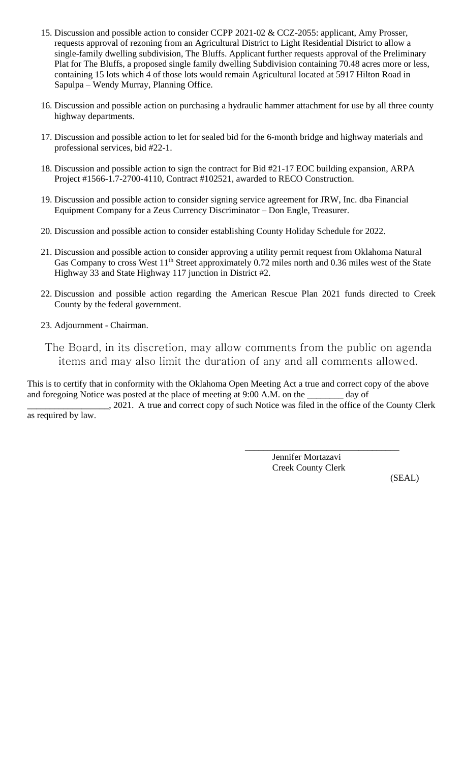15. Discussion and possible action to consider CCPP 2021-02 & CCZ-2055: applicant, Amy Prosser, requests approval of rezoning from an Agricultural District to Light Residential District to allow a single-family dwelling subdivision, The Bluffs. Applicant further requests approval of the Preliminary Plat for The Bluffs, a proposed single family dwelling Subdivision containing 70.48 acres more or less, containing 15 lots which 4 of those lots would remain Agricultural located at 5917 Hilton Road in Sapulpa – Wendy Murray, Planning Office.

16. Discussion and possible action on purchasing a hydraulic hammer attachment for use by all three county highway departments.

17. Discussion and possible action to let for sealed bid for the 6-month bridge and highway materials and professional services, bid #22-1.

18. Discussion and possible action to sign the contract for Bid #21-17 EOC building expansion, ARPA Project #1566-1.7-2700-4110, Contract #102521, awarded to RECO Construction.

19. Discussion and possible action to consider signing service agreement for JRW, Inc. dba Financial Equipment Company for a Zeus Currency Discriminator – Don Engle, Treasurer.

20. Discussion and possible action to consider establishing County Holiday Schedule for 2022.

21. Discussion and possible action to consider approving a utility permit request from Oklahoma Natural Gas Company to cross West 11th Street approximately 0.72 miles north and 0.36 miles west of the State Highway 33 and State Highway 117 junction in District #2.

22. Discussion and possible action regarding the American Rescue Plan 2021 funds directed to Creek County by the federal government.

23. Adjournment - Chairman.

The Board, in its discretion, may allow comments from the public on agenda items and may also limit the duration of any and all comments allowed.

This is to certify that in conformity with the Oklahoma Open Meeting Act a true and correct copy of the above and foregoing Notice was posted at the place of meeting at 9:00 A.M. on the ________ day of _________________, 2021. A true and correct copy of such Notice was filed in the office of the County Clerk as required by law.

_________________________________

Jennifer Mortazavi
Creek County Clerk

(SEAL)